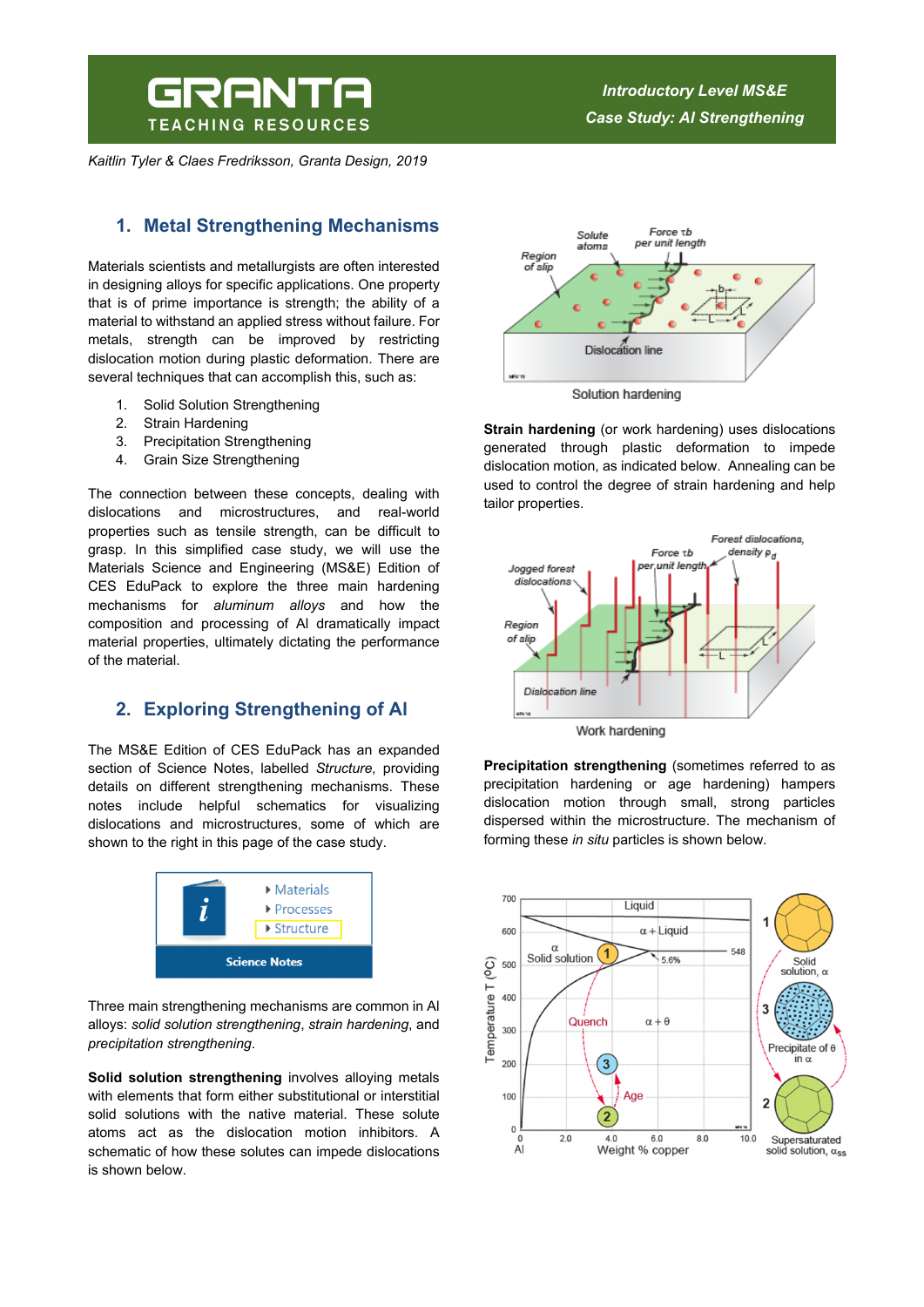GRANTA TEACHING RESOURCES

**Introductory Level MS&E**
**Case Study: Al Strengthening**

*Kaitlin Tyler & Claes Fredriksson, Granta Design, 2019*

## 1. Metal Strengthening Mechanisms

Materials scientists and metallurgists are often interested in designing alloys for specific applications. One property that is of prime importance is strength; the ability of a material to withstand an applied stress without failure. For metals, strength can be improved by restricting dislocation motion during plastic deformation. There are several techniques that can accomplish this, such as:

1. Solid Solution Strengthening
2. Strain Hardening
3. Precipitation Strengthening
4. Grain Size Strengthening

The connection between these concepts, dealing with dislocations and microstructures, and real-world properties such as tensile strength, can be difficult to grasp. In this simplified case study, we will use the Materials Science and Engineering (MS&E) Edition of CES EduPack to explore the three main hardening mechanisms for *aluminum alloys* and how the composition and processing of Al dramatically impact material properties, ultimately dictating the performance of the material.

## 2. Exploring Strengthening of Al

The MS&E Edition of CES EduPack has an expanded section of Science Notes, labelled *Structure,* providing details on different strengthening mechanisms. These notes include helpful schematics for visualizing dislocations and microstructures, some of which are shown to the right in this page of the case study.

Materials
Processes
Structure
Science Notes

Three main strengthening mechanisms are common in Al alloys: *solid solution strengthening*, *strain hardening*, and *precipitation strengthening*.

**Solid solution strengthening** involves alloying metals with elements that form either substitutional or interstitial solid solutions with the native material. These solute atoms act as the dislocation motion inhibitors. A schematic of how these solutes can impede dislocations is shown below.

Solute atoms
Force τb per unit length
Region of slip
Dislocation line
Solution hardening

**Strain hardening** (or work hardening) uses dislocations generated through plastic deformation to impede dislocation motion, as indicated below. Annealing can be used to control the degree of strain hardening and help tailor properties.

Forest dislocations, density $\rho_d$
Force τb per unit length
Jogged forest dislocations
Region of slip
Dislocation line
Work hardening

**Precipitation strengthening** (sometimes referred to as precipitation hardening or age hardening) hampers dislocation motion through small, strong particles dispersed within the microstructure. The mechanism of forming these *in situ* particles is shown below.

Temperature T (°C)
700
600
500
400
300
200
100
0
Liquid
α + Liquid
548
α
Solid solution
5.6%
α + θ
Quench
Age
0 Al
2.0
4.0
6.0
8.0
10.0
Weight % copper
1 Solid solution, α
3 Precipitate of θ in α
2 Supersaturated solid solution, $\alpha_{ss}$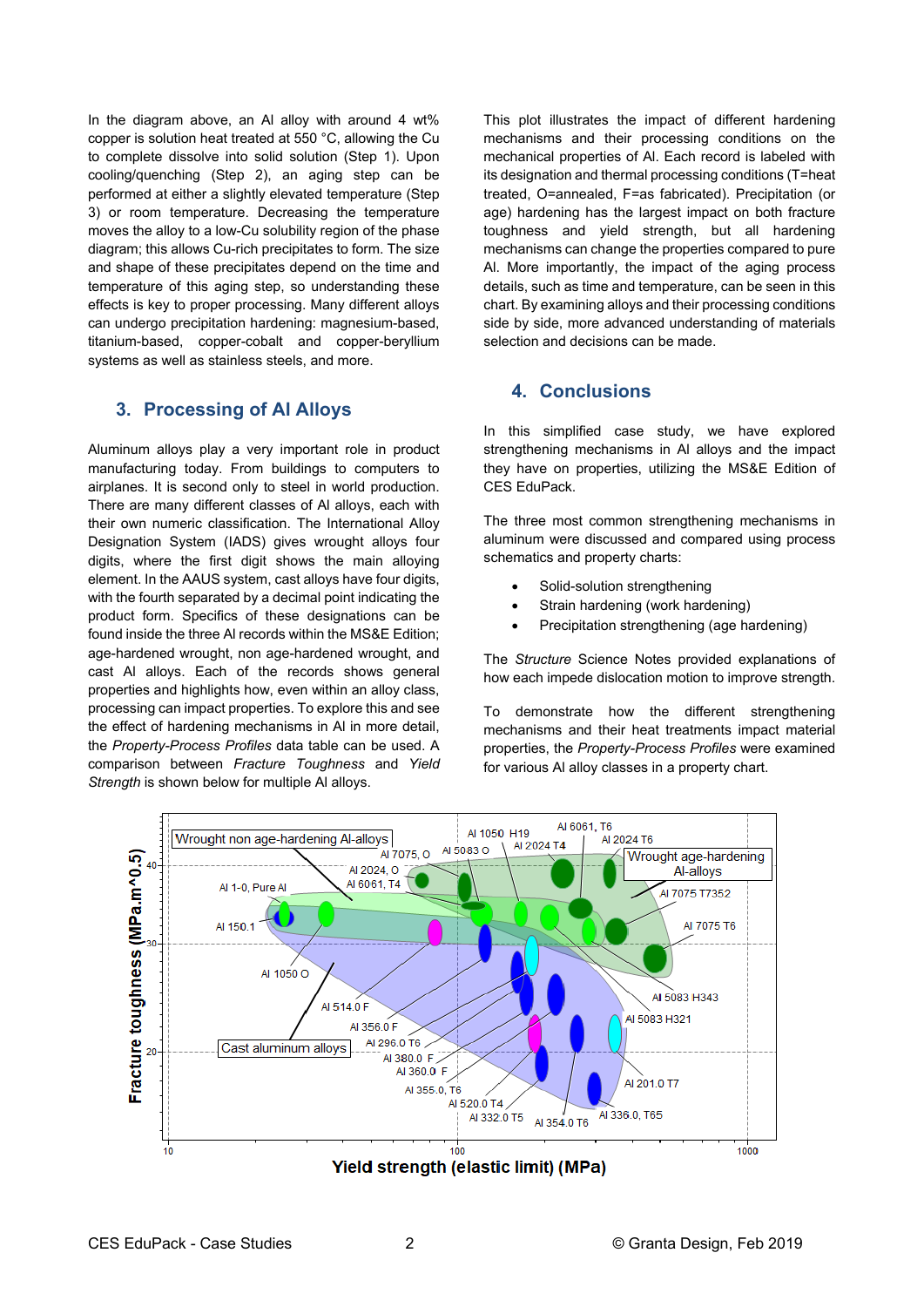In the diagram above, an Al alloy with around 4 wt% copper is solution heat treated at 550 °C, allowing the Cu to complete dissolve into solid solution (Step 1). Upon cooling/quenching (Step 2), an aging step can be performed at either a slightly elevated temperature (Step 3) or room temperature. Decreasing the temperature moves the alloy to a low-Cu solubility region of the phase diagram; this allows Cu-rich precipitates to form. The size and shape of these precipitates depend on the time and temperature of this aging step, so understanding these effects is key to proper processing. Many different alloys can undergo precipitation hardening: magnesium-based, titanium-based, copper-cobalt and copper-beryllium systems as well as stainless steels, and more.

## 3. Processing of Al Alloys

Aluminum alloys play a very important role in product manufacturing today. From buildings to computers to airplanes. It is second only to steel in world production. There are many different classes of Al alloys, each with their own numeric classification. The International Alloy Designation System (IADS) gives wrought alloys four digits, where the first digit shows the main alloying element. In the AAUS system, cast alloys have four digits, with the fourth separated by a decimal point indicating the product form. Specifics of these designations can be found inside the three Al records within the MS&E Edition; age-hardened wrought, non age-hardened wrought, and cast Al alloys. Each of the records shows general properties and highlights how, even within an alloy class, processing can impact properties. To explore this and see the effect of hardening mechanisms in Al in more detail, the *Property-Process Profiles* data table can be used. A comparison between *Fracture Toughness* and *Yield Strength* is shown below for multiple Al alloys.

This plot illustrates the impact of different hardening mechanisms and their processing conditions on the mechanical properties of Al. Each record is labeled with its designation and thermal processing conditions (T=heat treated, O=annealed, F=as fabricated). Precipitation (or age) hardening has the largest impact on both fracture toughness and yield strength, but all hardening mechanisms can change the properties compared to pure Al. More importantly, the impact of the aging process details, such as time and temperature, can be seen in this chart. By examining alloys and their processing conditions side by side, more advanced understanding of materials selection and decisions can be made.

## 4. Conclusions

In this simplified case study, we have explored strengthening mechanisms in Al alloys and the impact they have on properties, utilizing the MS&E Edition of CES EduPack.

The three most common strengthening mechanisms in aluminum were discussed and compared using process schematics and property charts:

- Solid-solution strengthening
- Strain hardening (work hardening)
- Precipitation strengthening (age hardening)

The *Structure* Science Notes provided explanations of how each impede dislocation motion to improve strength.

To demonstrate how the different strengthening mechanisms and their heat treatments impact material properties, the *Property-Process Profiles* were examined for various Al alloy classes in a property chart.

Fracture toughness (MPa.m^0.5)
Yield strength (elastic limit) (MPa)
10
100
1000
20
30
40
Wrought non age-hardening Al-alloys
Wrought age-hardening Al-alloys
Cast aluminum alloys
Al 1050 H19
Al 6061, T6
Al 2024 T6
Al 7075, O
Al 5083 O
Al 2024 T4
Al 2024, O
Al 6061, T4
Al 1-0, Pure Al
Al 7075 T7352
Al 150.1
Al 7075 T6
Al 1050 O
Al 5083 H343
Al 514.0 F
Al 5083 H321
Al 356.0 F
Al 296.0 T6
Al 380.0 F
Al 360.0 F
Al 201.0 T7
Al 355.0, T6
Al 520.0 T4
Al 332.0 T5
Al 354.0 T6
Al 336.0, T65